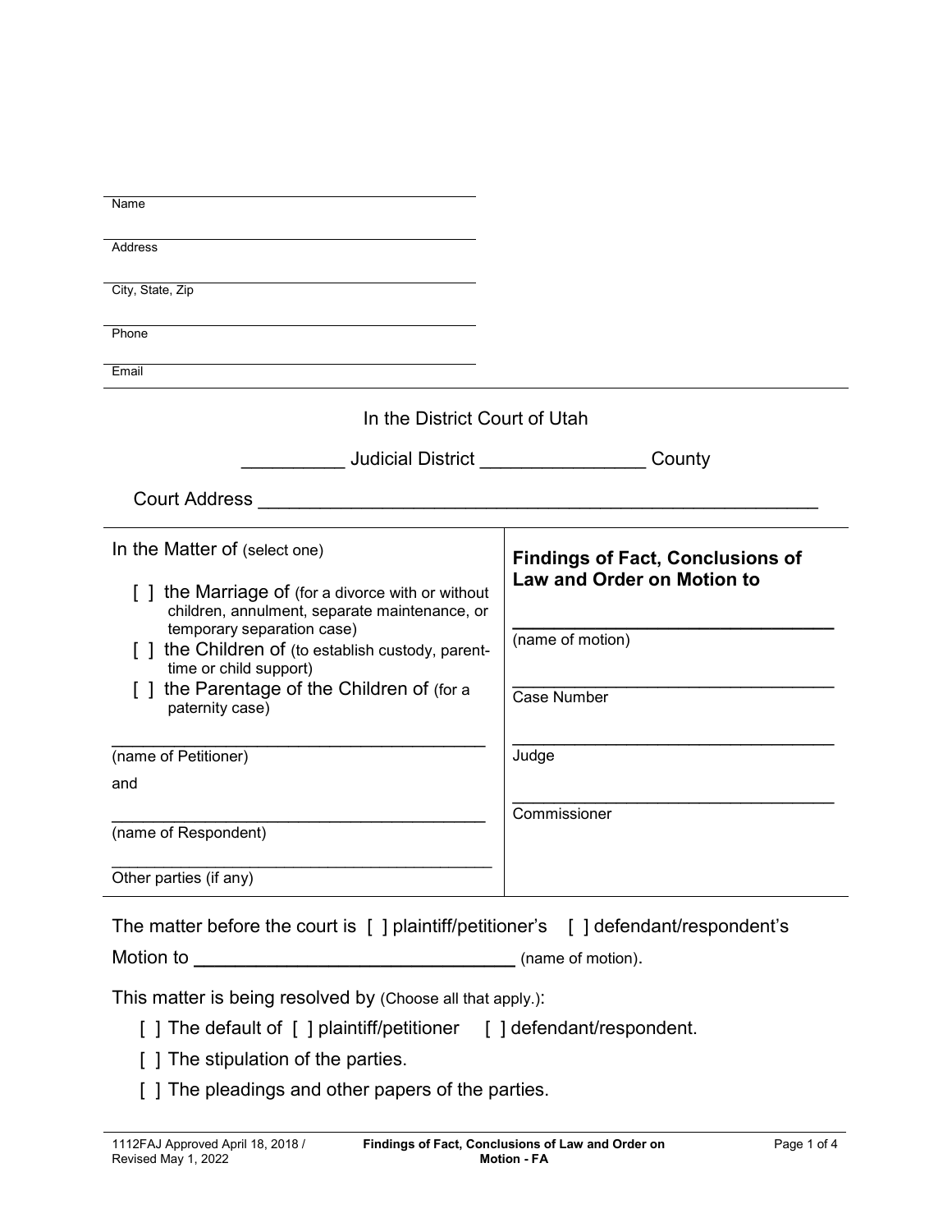Name

Address

City, State, Zip

Phone

Email

In the District Court of Utah

__________ Judicial District ________________ County

Court Address ______________________________________________________

In the Matter of (select one)

[ ] the Marriage of (for a divorce with or without children, annulment, separate maintenance, or temporary separation case)

[ ] the Children of (to establish custody, parent-time or child support)

[ ] the Parentage of the Children of (for a paternity case)

_______________________________________
(name of Petitioner)

and

_______________________________________
(name of Respondent)

_______________________________________
Other parties (if any)

**Findings of Fact, Conclusions of Law and Order on Motion to**

_______________________________
(name of motion)

_______________________________
Case Number

_______________________________
Judge

_______________________________
Commissioner

The matter before the court is [ ] plaintiff/petitioner's [ ] defendant/respondent's

Motion to _______________________________ (name of motion).

This matter is being resolved by (Choose all that apply.):

[ ] The default of [ ] plaintiff/petitioner [ ] defendant/respondent.

[ ] The stipulation of the parties.

[ ] The pleadings and other papers of the parties.

1112FAJ Approved April 18, 2018 / Revised May 1, 2022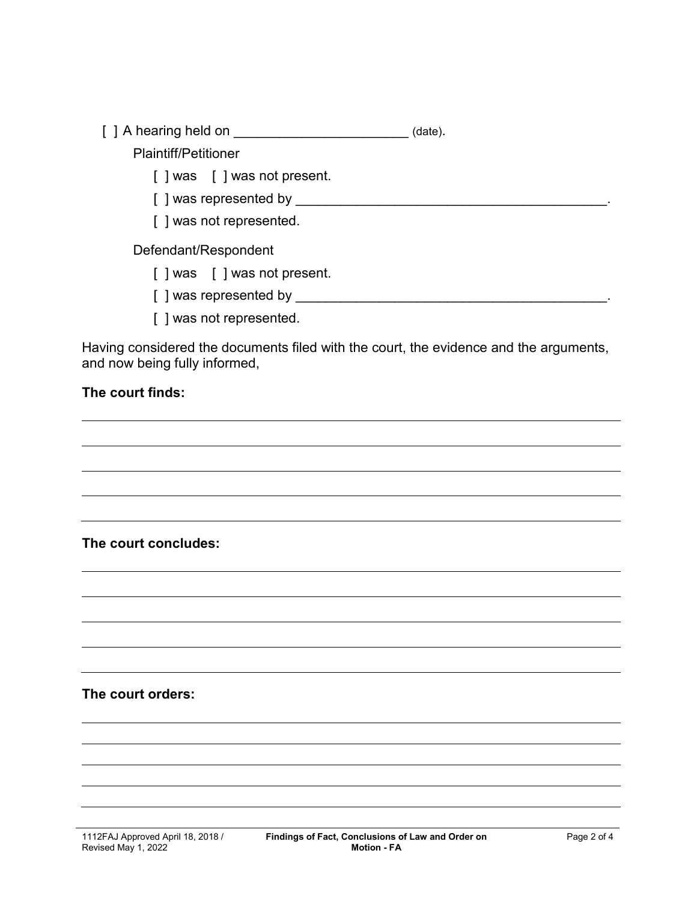[ ] A hearing held on ______________________ (date).

Plaintiff/Petitioner

[ ] was [ ] was not present.

[ ] was represented by ________________________________________.

[ ] was not represented.

Defendant/Respondent

[ ] was [ ] was not present.

[ ] was represented by ________________________________________.

[ ] was not represented.

Having considered the documents filed with the court, the evidence and the arguments, and now being fully informed,

**The court finds:**

______________________________________________________________________________

______________________________________________________________________________

______________________________________________________________________________

______________________________________________________________________________

______________________________________________________________________________

**The court concludes:**

______________________________________________________________________________

______________________________________________________________________________

______________________________________________________________________________

______________________________________________________________________________

______________________________________________________________________________

**The court orders:**

______________________________________________________________________________

______________________________________________________________________________

______________________________________________________________________________

______________________________________________________________________________

______________________________________________________________________________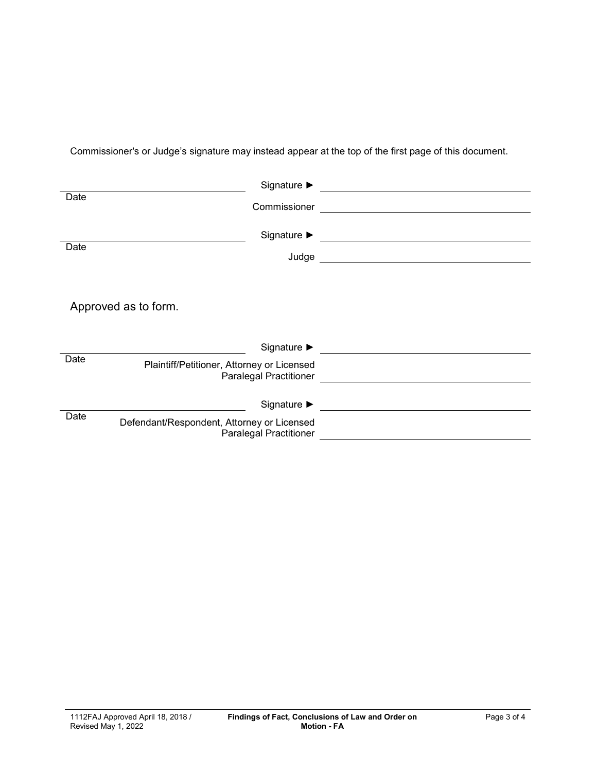Commissioner's or Judge's signature may instead appear at the top of the first page of this document.

| | | |
|---|---|---|
| ______________________ | Signature ► | ______________________ |
| Date | Commissioner | ______________________ |
| ______________________ | Signature ► | ______________________ |
| Date | Judge | ______________________ |

Approved as to form.

| | | |
|---|---|---|
| ______________________ | Signature ► | ______________________ |
| Date | Plaintiff/Petitioner, Attorney or Licensed Paralegal Practitioner | ______________________ |
| ______________________ | Signature ► | ______________________ |
| Date | Defendant/Respondent, Attorney or Licensed Paralegal Practitioner | ______________________ |

1112FAJ Approved April 18, 2018 / Revised May 1, 2022 — **Findings of Fact, Conclusions of Law and Order on Motion - FA**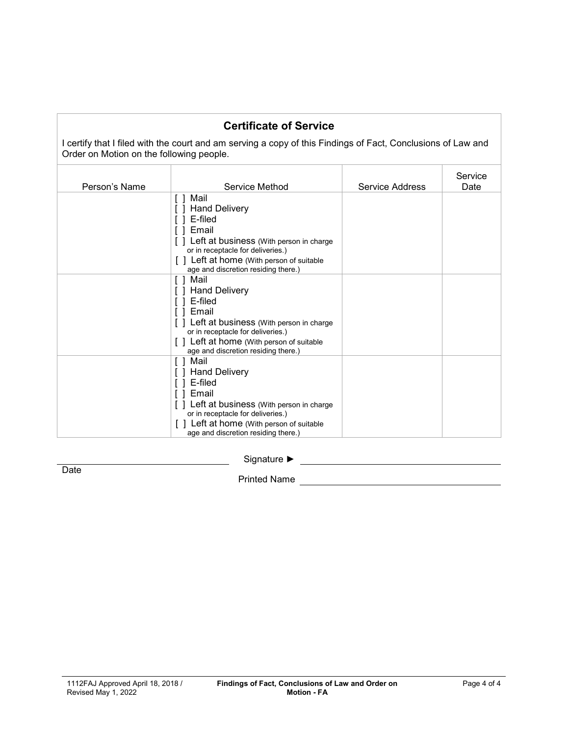## Certificate of Service

I certify that I filed with the court and am serving a copy of this Findings of Fact, Conclusions of Law and Order on Motion on the following people.

| Person's Name | Service Method | Service Address | Service Date |
|---|---|---|---|
| | [ ] Mail<br>[ ] Hand Delivery<br>[ ] E-filed<br>[ ] Email<br>[ ] Left at business (With person in charge or in receptacle for deliveries.)<br>[ ] Left at home (With person of suitable age and discretion residing there.) | | |
| | [ ] Mail<br>[ ] Hand Delivery<br>[ ] E-filed<br>[ ] Email<br>[ ] Left at business (With person in charge or in receptacle for deliveries.)<br>[ ] Left at home (With person of suitable age and discretion residing there.) | | |
| | [ ] Mail<br>[ ] Hand Delivery<br>[ ] E-filed<br>[ ] Email<br>[ ] Left at business (With person in charge or in receptacle for deliveries.)<br>[ ] Left at home (With person of suitable age and discretion residing there.) | | |

\_\_\_\_\_\_\_\_\_\_\_\_\_\_\_\_\_\_\_\_\_\_\_\_\_\_\_\_\_\_
Date

Signature ► \_\_\_\_\_\_\_\_\_\_\_\_\_\_\_\_\_\_\_\_\_\_\_\_\_\_\_\_\_\_

Printed Name \_\_\_\_\_\_\_\_\_\_\_\_\_\_\_\_\_\_\_\_\_\_\_\_\_\_\_\_\_\_

1112FAJ Approved April 18, 2018 / Revised May 1, 2022